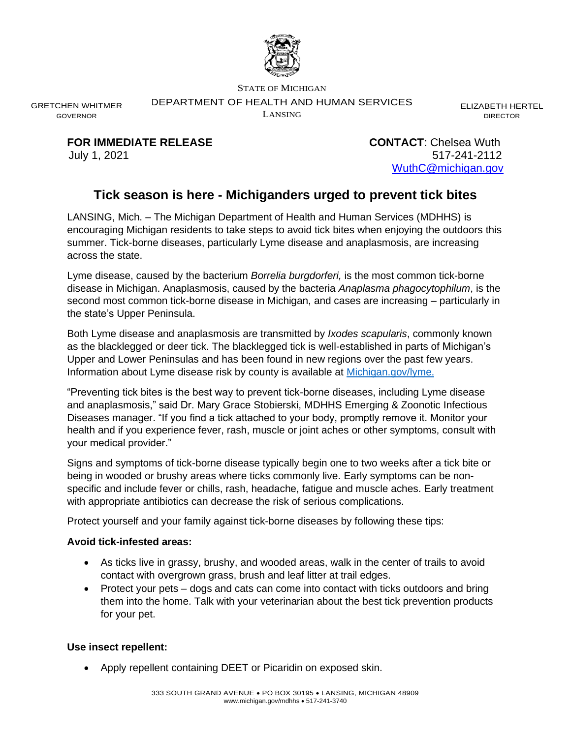STATE OF MICHIGAN

GRETCHEN WHITMER
GOVERNOR

DEPARTMENT OF HEALTH AND HUMAN SERVICES
LANSING

ELIZABETH HERTEL
DIRECTOR

**FOR IMMEDIATE RELEASE**
July 1, 2021

**CONTACT**: Chelsea Wuth
517-241-2112
WuthC@michigan.gov

# Tick season is here - Michiganders urged to prevent tick bites

LANSING, Mich. – The Michigan Department of Health and Human Services (MDHHS) is encouraging Michigan residents to take steps to avoid tick bites when enjoying the outdoors this summer. Tick-borne diseases, particularly Lyme disease and anaplasmosis, are increasing across the state.

Lyme disease, caused by the bacterium *Borrelia burgdorferi,* is the most common tick-borne disease in Michigan. Anaplasmosis, caused by the bacteria *Anaplasma phagocytophilum*, is the second most common tick-borne disease in Michigan, and cases are increasing – particularly in the state's Upper Peninsula.

Both Lyme disease and anaplasmosis are transmitted by *Ixodes scapularis*, commonly known as the blacklegged or deer tick. The blacklegged tick is well-established in parts of Michigan's Upper and Lower Peninsulas and has been found in new regions over the past few years. Information about Lyme disease risk by county is available at Michigan.gov/lyme.

"Preventing tick bites is the best way to prevent tick-borne diseases, including Lyme disease and anaplasmosis," said Dr. Mary Grace Stobierski, MDHHS Emerging & Zoonotic Infectious Diseases manager. "If you find a tick attached to your body, promptly remove it. Monitor your health and if you experience fever, rash, muscle or joint aches or other symptoms, consult with your medical provider."

Signs and symptoms of tick-borne disease typically begin one to two weeks after a tick bite or being in wooded or brushy areas where ticks commonly live. Early symptoms can be non-specific and include fever or chills, rash, headache, fatigue and muscle aches. Early treatment with appropriate antibiotics can decrease the risk of serious complications.

Protect yourself and your family against tick-borne diseases by following these tips:

**Avoid tick-infested areas:**

- As ticks live in grassy, brushy, and wooded areas, walk in the center of trails to avoid contact with overgrown grass, brush and leaf litter at trail edges.
- Protect your pets – dogs and cats can come into contact with ticks outdoors and bring them into the home. Talk with your veterinarian about the best tick prevention products for your pet.

**Use insect repellent:**

- Apply repellent containing DEET or Picaridin on exposed skin.

333 SOUTH GRAND AVENUE • PO BOX 30195 • LANSING, MICHIGAN 48909
www.michigan.gov/mdhhs • 517-241-3740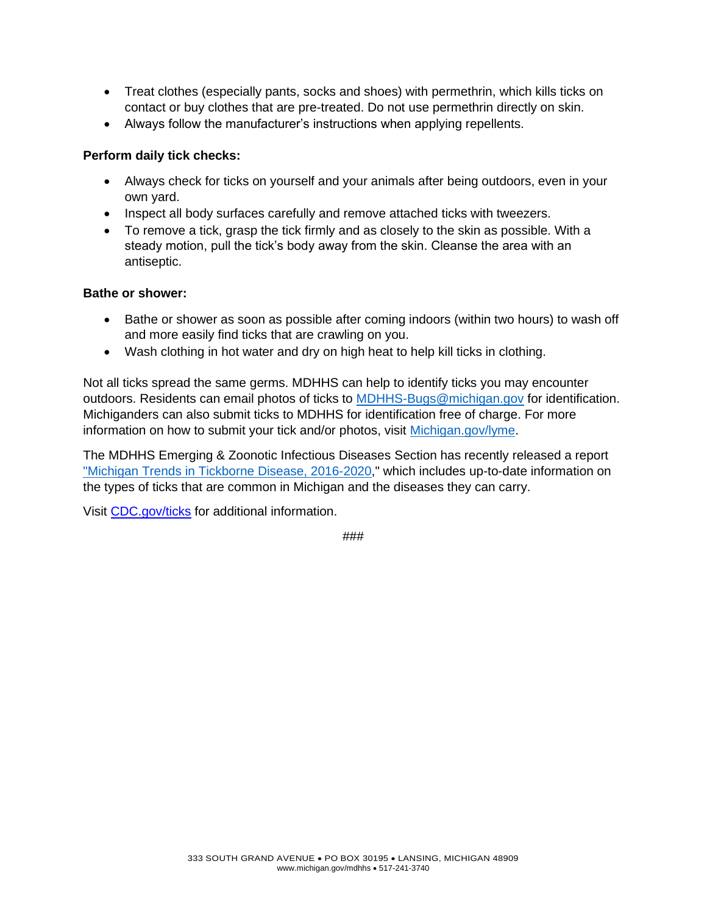- Treat clothes (especially pants, socks and shoes) with permethrin, which kills ticks on contact or buy clothes that are pre-treated. Do not use permethrin directly on skin.
- Always follow the manufacturer's instructions when applying repellents.

**Perform daily tick checks:**

- Always check for ticks on yourself and your animals after being outdoors, even in your own yard.
- Inspect all body surfaces carefully and remove attached ticks with tweezers.
- To remove a tick, grasp the tick firmly and as closely to the skin as possible. With a steady motion, pull the tick's body away from the skin. Cleanse the area with an antiseptic.

**Bathe or shower:**

- Bathe or shower as soon as possible after coming indoors (within two hours) to wash off and more easily find ticks that are crawling on you.
- Wash clothing in hot water and dry on high heat to help kill ticks in clothing.

Not all ticks spread the same germs. MDHHS can help to identify ticks you may encounter outdoors. Residents can email photos of ticks to MDHHS-Bugs@michigan.gov for identification. Michiganders can also submit ticks to MDHHS for identification free of charge. For more information on how to submit your tick and/or photos, visit Michigan.gov/lyme.

The MDHHS Emerging & Zoonotic Infectious Diseases Section has recently released a report "Michigan Trends in Tickborne Disease, 2016-2020," which includes up-to-date information on the types of ticks that are common in Michigan and the diseases they can carry.

Visit CDC.gov/ticks for additional information.

###

333 SOUTH GRAND AVENUE • PO BOX 30195 • LANSING, MICHIGAN 48909
www.michigan.gov/mdhhs • 517-241-3740